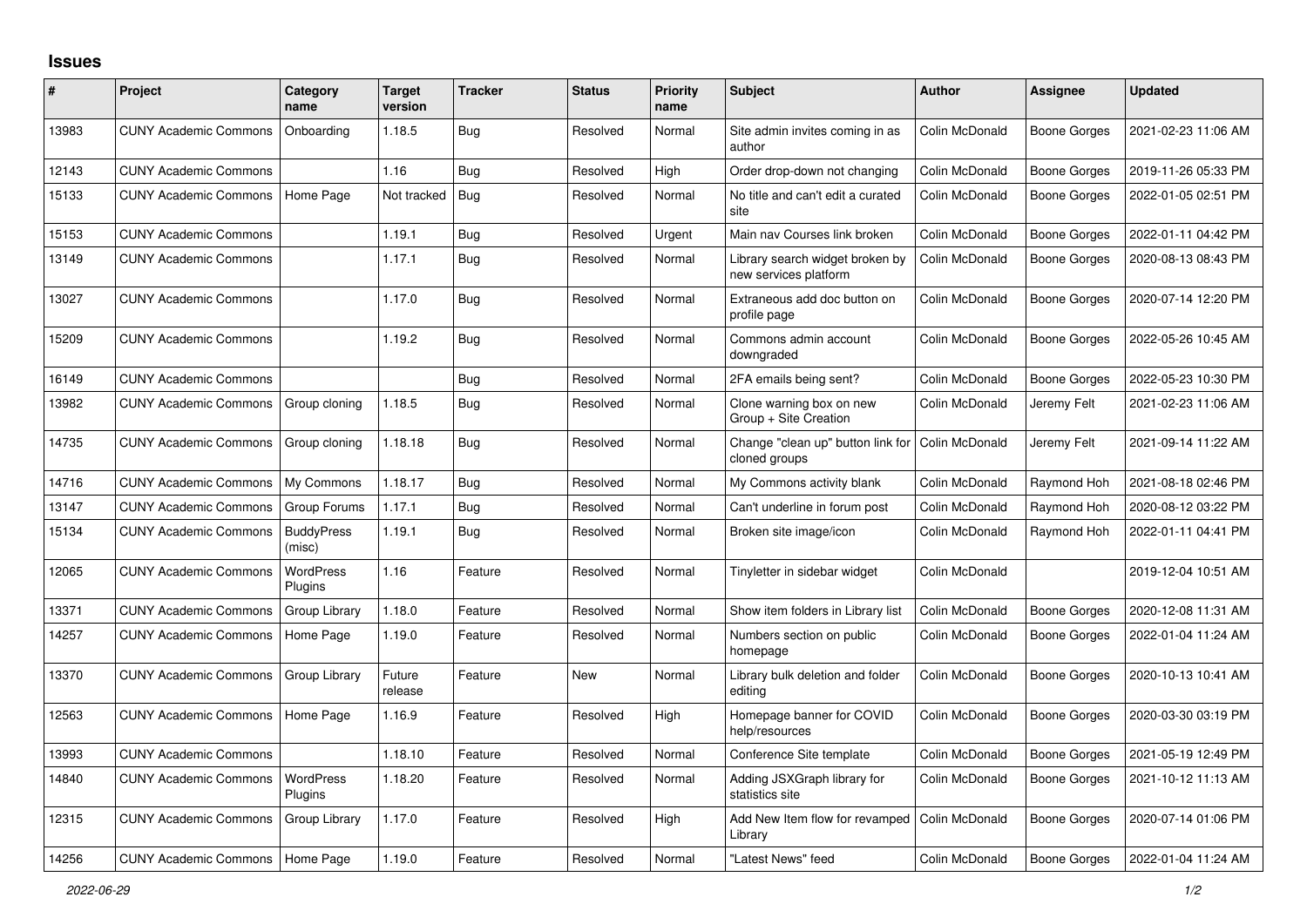## Issues

| # | Project | Category name | Target version | Tracker | Status | Priority name | Subject | Author | Assignee | Updated |
|---|---|---|---|---|---|---|---|---|---|---|
| 13983 | CUNY Academic Commons | Onboarding | 1.18.5 | Bug | Resolved | Normal | Site admin invites coming in as author | Colin McDonald | Boone Gorges | 2021-02-23 11:06 AM |
| 12143 | CUNY Academic Commons | | 1.16 | Bug | Resolved | High | Order drop-down not changing | Colin McDonald | Boone Gorges | 2019-11-26 05:33 PM |
| 15133 | CUNY Academic Commons | Home Page | Not tracked | Bug | Resolved | Normal | No title and can't edit a curated site | Colin McDonald | Boone Gorges | 2022-01-05 02:51 PM |
| 15153 | CUNY Academic Commons | | 1.19.1 | Bug | Resolved | Urgent | Main nav Courses link broken | Colin McDonald | Boone Gorges | 2022-01-11 04:42 PM |
| 13149 | CUNY Academic Commons | | 1.17.1 | Bug | Resolved | Normal | Library search widget broken by new services platform | Colin McDonald | Boone Gorges | 2020-08-13 08:43 PM |
| 13027 | CUNY Academic Commons | | 1.17.0 | Bug | Resolved | Normal | Extraneous add doc button on profile page | Colin McDonald | Boone Gorges | 2020-07-14 12:20 PM |
| 15209 | CUNY Academic Commons | | 1.19.2 | Bug | Resolved | Normal | Commons admin account downgraded | Colin McDonald | Boone Gorges | 2022-05-26 10:45 AM |
| 16149 | CUNY Academic Commons | | | Bug | Resolved | Normal | 2FA emails being sent? | Colin McDonald | Boone Gorges | 2022-05-23 10:30 PM |
| 13982 | CUNY Academic Commons | Group cloning | 1.18.5 | Bug | Resolved | Normal | Clone warning box on new Group + Site Creation | Colin McDonald | Jeremy Felt | 2021-02-23 11:06 AM |
| 14735 | CUNY Academic Commons | Group cloning | 1.18.18 | Bug | Resolved | Normal | Change "clean up" button link for cloned groups | Colin McDonald | Jeremy Felt | 2021-09-14 11:22 AM |
| 14716 | CUNY Academic Commons | My Commons | 1.18.17 | Bug | Resolved | Normal | My Commons activity blank | Colin McDonald | Raymond Hoh | 2021-08-18 02:46 PM |
| 13147 | CUNY Academic Commons | Group Forums | 1.17.1 | Bug | Resolved | Normal | Can't underline in forum post | Colin McDonald | Raymond Hoh | 2020-08-12 03:22 PM |
| 15134 | CUNY Academic Commons | BuddyPress (misc) | 1.19.1 | Bug | Resolved | Normal | Broken site image/icon | Colin McDonald | Raymond Hoh | 2022-01-11 04:41 PM |
| 12065 | CUNY Academic Commons | WordPress Plugins | 1.16 | Feature | Resolved | Normal | Tinyletter in sidebar widget | Colin McDonald | | 2019-12-04 10:51 AM |
| 13371 | CUNY Academic Commons | Group Library | 1.18.0 | Feature | Resolved | Normal | Show item folders in Library list | Colin McDonald | Boone Gorges | 2020-12-08 11:31 AM |
| 14257 | CUNY Academic Commons | Home Page | 1.19.0 | Feature | Resolved | Normal | Numbers section on public homepage | Colin McDonald | Boone Gorges | 2022-01-04 11:24 AM |
| 13370 | CUNY Academic Commons | Group Library | Future release | Feature | New | Normal | Library bulk deletion and folder editing | Colin McDonald | Boone Gorges | 2020-10-13 10:41 AM |
| 12563 | CUNY Academic Commons | Home Page | 1.16.9 | Feature | Resolved | High | Homepage banner for COVID help/resources | Colin McDonald | Boone Gorges | 2020-03-30 03:19 PM |
| 13993 | CUNY Academic Commons | | 1.18.10 | Feature | Resolved | Normal | Conference Site template | Colin McDonald | Boone Gorges | 2021-05-19 12:49 PM |
| 14840 | CUNY Academic Commons | WordPress Plugins | 1.18.20 | Feature | Resolved | Normal | Adding JSXGraph library for statistics site | Colin McDonald | Boone Gorges | 2021-10-12 11:13 AM |
| 12315 | CUNY Academic Commons | Group Library | 1.17.0 | Feature | Resolved | High | Add New Item flow for revamped Library | Colin McDonald | Boone Gorges | 2020-07-14 01:06 PM |
| 14256 | CUNY Academic Commons | Home Page | 1.19.0 | Feature | Resolved | Normal | "Latest News" feed | Colin McDonald | Boone Gorges | 2022-01-04 11:24 AM |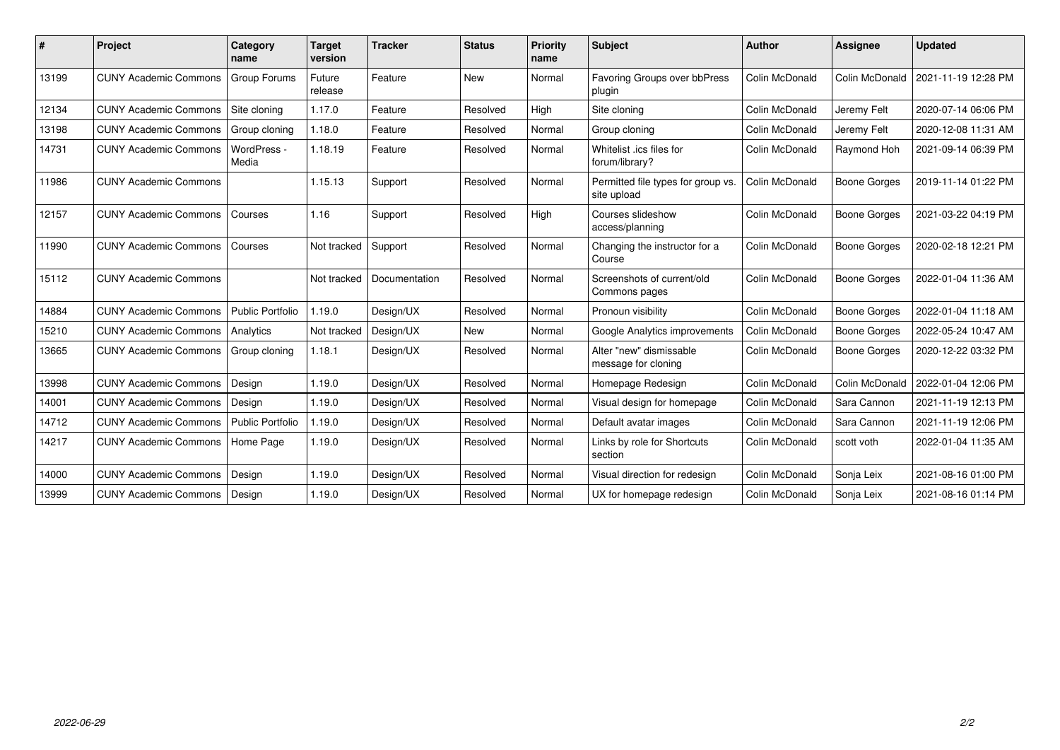| # | Project | Category name | Target version | Tracker | Status | Priority name | Subject | Author | Assignee | Updated |
|---|---|---|---|---|---|---|---|---|---|---|
| 13199 | CUNY Academic Commons | Group Forums | Future release | Feature | New | Normal | Favoring Groups over bbPress plugin | Colin McDonald | Colin McDonald | 2021-11-19 12:28 PM |
| 12134 | CUNY Academic Commons | Site cloning | 1.17.0 | Feature | Resolved | High | Site cloning | Colin McDonald | Jeremy Felt | 2020-07-14 06:06 PM |
| 13198 | CUNY Academic Commons | Group cloning | 1.18.0 | Feature | Resolved | Normal | Group cloning | Colin McDonald | Jeremy Felt | 2020-12-08 11:31 AM |
| 14731 | CUNY Academic Commons | WordPress - Media | 1.18.19 | Feature | Resolved | Normal | Whitelist .ics files for forum/library? | Colin McDonald | Raymond Hoh | 2021-09-14 06:39 PM |
| 11986 | CUNY Academic Commons | | 1.15.13 | Support | Resolved | Normal | Permitted file types for group vs. site upload | Colin McDonald | Boone Gorges | 2019-11-14 01:22 PM |
| 12157 | CUNY Academic Commons | Courses | 1.16 | Support | Resolved | High | Courses slideshow access/planning | Colin McDonald | Boone Gorges | 2021-03-22 04:19 PM |
| 11990 | CUNY Academic Commons | Courses | Not tracked | Support | Resolved | Normal | Changing the instructor for a Course | Colin McDonald | Boone Gorges | 2020-02-18 12:21 PM |
| 15112 | CUNY Academic Commons | | Not tracked | Documentation | Resolved | Normal | Screenshots of current/old Commons pages | Colin McDonald | Boone Gorges | 2022-01-04 11:36 AM |
| 14884 | CUNY Academic Commons | Public Portfolio | 1.19.0 | Design/UX | Resolved | Normal | Pronoun visibility | Colin McDonald | Boone Gorges | 2022-01-04 11:18 AM |
| 15210 | CUNY Academic Commons | Analytics | Not tracked | Design/UX | New | Normal | Google Analytics improvements | Colin McDonald | Boone Gorges | 2022-05-24 10:47 AM |
| 13665 | CUNY Academic Commons | Group cloning | 1.18.1 | Design/UX | Resolved | Normal | Alter "new" dismissable message for cloning | Colin McDonald | Boone Gorges | 2020-12-22 03:32 PM |
| 13998 | CUNY Academic Commons | Design | 1.19.0 | Design/UX | Resolved | Normal | Homepage Redesign | Colin McDonald | Colin McDonald | 2022-01-04 12:06 PM |
| 14001 | CUNY Academic Commons | Design | 1.19.0 | Design/UX | Resolved | Normal | Visual design for homepage | Colin McDonald | Sara Cannon | 2021-11-19 12:13 PM |
| 14712 | CUNY Academic Commons | Public Portfolio | 1.19.0 | Design/UX | Resolved | Normal | Default avatar images | Colin McDonald | Sara Cannon | 2021-11-19 12:06 PM |
| 14217 | CUNY Academic Commons | Home Page | 1.19.0 | Design/UX | Resolved | Normal | Links by role for Shortcuts section | Colin McDonald | scott voth | 2022-01-04 11:35 AM |
| 14000 | CUNY Academic Commons | Design | 1.19.0 | Design/UX | Resolved | Normal | Visual direction for redesign | Colin McDonald | Sonja Leix | 2021-08-16 01:00 PM |
| 13999 | CUNY Academic Commons | Design | 1.19.0 | Design/UX | Resolved | Normal | UX for homepage redesign | Colin McDonald | Sonja Leix | 2021-08-16 01:14 PM |